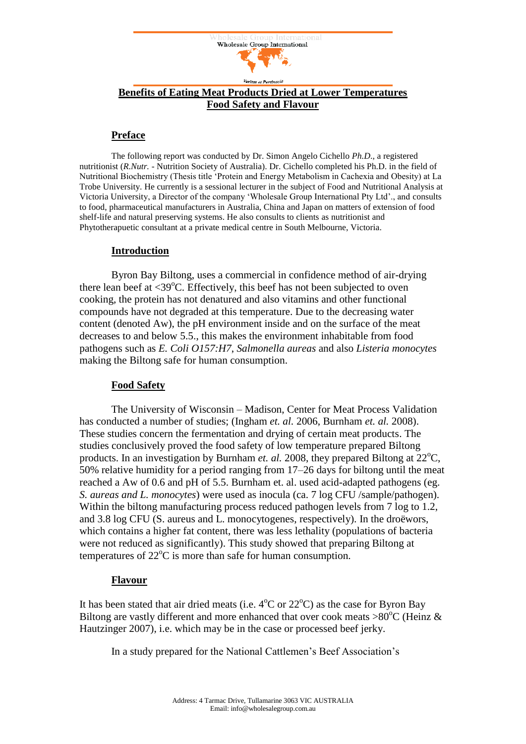Wholesale Group International

*Veritas et Pertinacia*

# Benefits of Eating Meat Products Dried at Lower Temperatures Food Safety and Flavour

## Preface

The following report was conducted by Dr. Simon Angelo Cichello *Ph.D.*, a registered nutritionist (*R.Nutr.* - Nutrition Society of Australia). Dr. Cichello completed his Ph.D. in the field of Nutritional Biochemistry (Thesis title 'Protein and Energy Metabolism in Cachexia and Obesity) at La Trobe University. He currently is a sessional lecturer in the subject of Food and Nutritional Analysis at Victoria University, a Director of the company 'Wholesale Group International Pty Ltd'., and consults to food, pharmaceutical manufacturers in Australia, China and Japan on matters of extension of food shelf-life and natural preserving systems. He also consults to clients as nutritionist and Phytotherapuetic consultant at a private medical centre in South Melbourne, Victoria.

## Introduction

Byron Bay Biltong, uses a commercial in confidence method of air-drying there lean beef at <39$^{o}$C. Effectively, this beef has not been subjected to oven cooking, the protein has not denatured and also vitamins and other functional compounds have not degraded at this temperature. Due to the decreasing water content (denoted Aw), the pH environment inside and on the surface of the meat decreases to and below 5.5., this makes the environment inhabitable from food pathogens such as *E. Coli O157:H7*, *Salmonella aureas* and also *Listeria monocytes* making the Biltong safe for human consumption.

## Food Safety

The University of Wisconsin – Madison, Center for Meat Process Validation has conducted a number of studies; (Ingham *et. al.* 2006, Burnham *et. al.* 2008). These studies concern the fermentation and drying of certain meat products. The studies conclusively proved the food safety of low temperature prepared Biltong products. In an investigation by Burnham *et. al.* 2008, they prepared Biltong at 22$^{o}$C, 50% relative humidity for a period ranging from 17–26 days for biltong until the meat reached a Aw of 0.6 and pH of 5.5. Burnham et. al. used acid-adapted pathogens (eg. *S. aureas and L. monocytes*) were used as inocula (ca. 7 log CFU /sample/pathogen). Within the biltong manufacturing process reduced pathogen levels from 7 log to 1.2, and 3.8 log CFU (S. aureus and L. monocytogenes, respectively). In the droëwors, which contains a higher fat content, there was less lethality (populations of bacteria were not reduced as significantly). This study showed that preparing Biltong at temperatures of 22$^{o}$C is more than safe for human consumption.

## Flavour

It has been stated that air dried meats (i.e. 4$^{o}$C or 22$^{o}$C) as the case for Byron Bay Biltong are vastly different and more enhanced that over cook meats >80$^{o}$C (Heinz & Hautzinger 2007), i.e. which may be in the case or processed beef jerky.

In a study prepared for the National Cattlemen's Beef Association's

Address: 4 Tarmac Drive, Tullamarine 3063 VIC AUSTRALIA
Email: info@wholesalegroup.com.au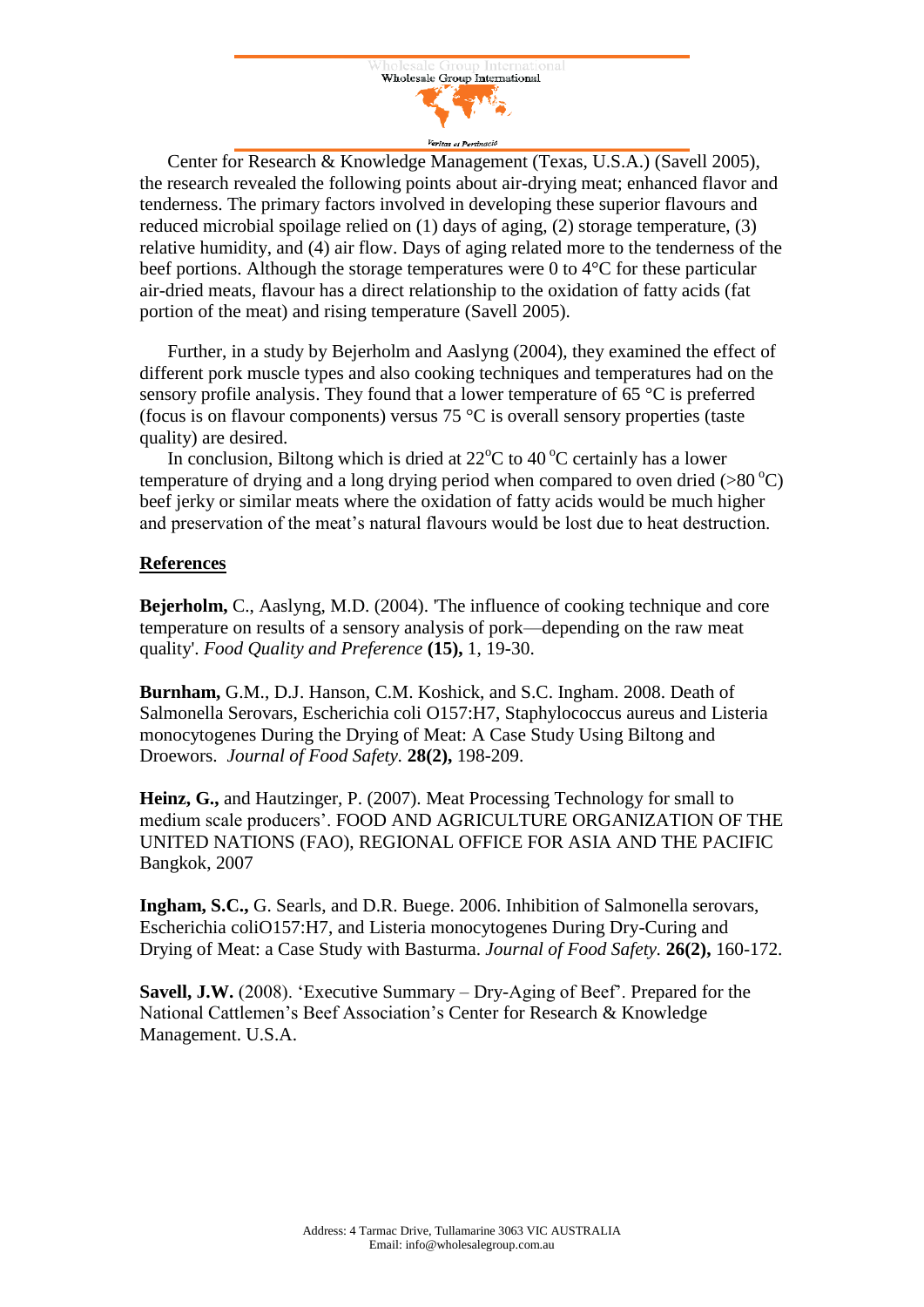Center for Research & Knowledge Management (Texas, U.S.A.) (Savell 2005), the research revealed the following points about air-drying meat; enhanced flavor and tenderness. The primary factors involved in developing these superior flavours and reduced microbial spoilage relied on (1) days of aging, (2) storage temperature, (3) relative humidity, and (4) air flow. Days of aging related more to the tenderness of the beef portions. Although the storage temperatures were 0 to 4°C for these particular air-dried meats, flavour has a direct relationship to the oxidation of fatty acids (fat portion of the meat) and rising temperature (Savell 2005).

Further, in a study by Bejerholm and Aaslyng (2004), they examined the effect of different pork muscle types and also cooking techniques and temperatures had on the sensory profile analysis. They found that a lower temperature of 65 °C is preferred (focus is on flavour components) versus 75 °C is overall sensory properties (taste quality) are desired.

In conclusion, Biltong which is dried at 22°C to 40 °C certainly has a lower temperature of drying and a long drying period when compared to oven dried (>80 °C) beef jerky or similar meats where the oxidation of fatty acids would be much higher and preservation of the meat's natural flavours would be lost due to heat destruction.

## References

**Bejerholm,** C., Aaslyng, M.D. (2004). 'The influence of cooking technique and core temperature on results of a sensory analysis of pork—depending on the raw meat quality'. *Food Quality and Preference* **(15),** 1, 19-30.

**Burnham,** G.M., D.J. Hanson, C.M. Koshick, and S.C. Ingham. 2008. Death of Salmonella Serovars, Escherichia coli O157:H7, Staphylococcus aureus and Listeria monocytogenes During the Drying of Meat: A Case Study Using Biltong and Droewors. *Journal of Food Safety.* **28(2),** 198-209.

**Heinz, G.,** and Hautzinger, P. (2007). Meat Processing Technology for small to medium scale producers'. FOOD AND AGRICULTURE ORGANIZATION OF THE UNITED NATIONS (FAO), REGIONAL OFFICE FOR ASIA AND THE PACIFIC Bangkok, 2007

**Ingham, S.C.,** G. Searls, and D.R. Buege. 2006. Inhibition of Salmonella serovars, Escherichia coliO157:H7, and Listeria monocytogenes During Dry-Curing and Drying of Meat: a Case Study with Basturma. *Journal of Food Safety.* **26(2),** 160-172.

**Savell, J.W.** (2008). 'Executive Summary – Dry-Aging of Beef'. Prepared for the National Cattlemen's Beef Association's Center for Research & Knowledge Management. U.S.A.